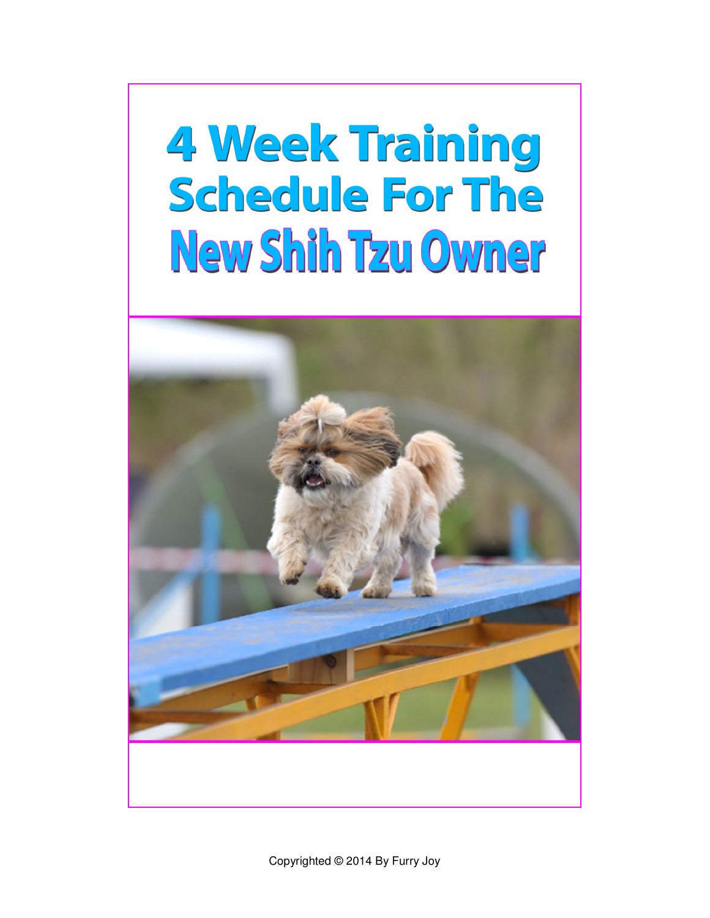# 4 Week Training Schedule For The New Shih Tzu Owner

Copyrighted © 2014 By Furry Joy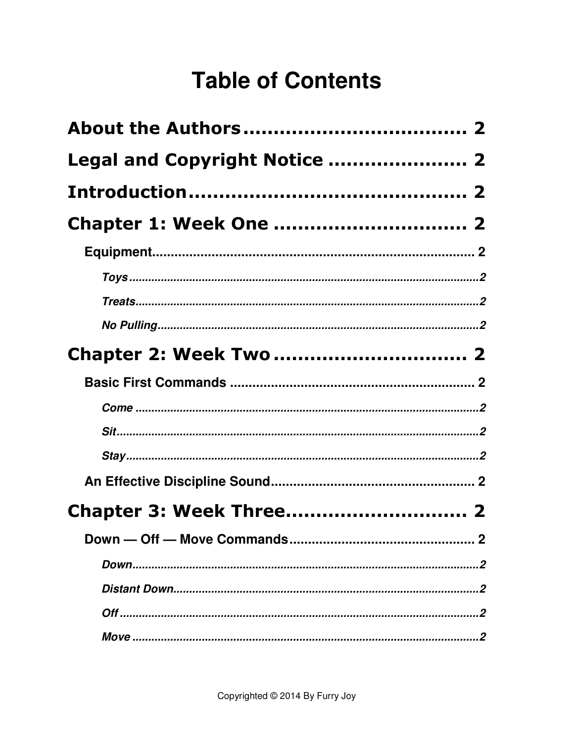# Table of Contents

**About the Authors** .................................... 2

**Legal and Copyright Notice** ...................... 2

**Introduction** ............................................ 2

**Chapter 1: Week One** ............................... 2

- **Equipment** ........................................................................................ 2
  - ***Toys*** .................................................................................................. 2
  - ***Treats*** ............................................................................................... 2
  - ***No Pulling*** ......................................................................................... 2

**Chapter 2: Week Two** ............................... 2

- **Basic First Commands** ................................................................... 2
  - ***Come*** ................................................................................................ 2
  - ***Sit*** ...................................................................................................... 2
  - ***Stay*** .................................................................................................. 2
- **An Effective Discipline Sound** ........................................................ 2

**Chapter 3: Week Three** ............................. 2

- **Down — Off — Move Commands** .................................................. 2
  - ***Down*** ................................................................................................ 2
  - ***Distant Down*** .................................................................................... 2
  - ***Off*** ...................................................................................................... 2
  - ***Move*** ................................................................................................ 2

Copyrighted © 2014 By Furry Joy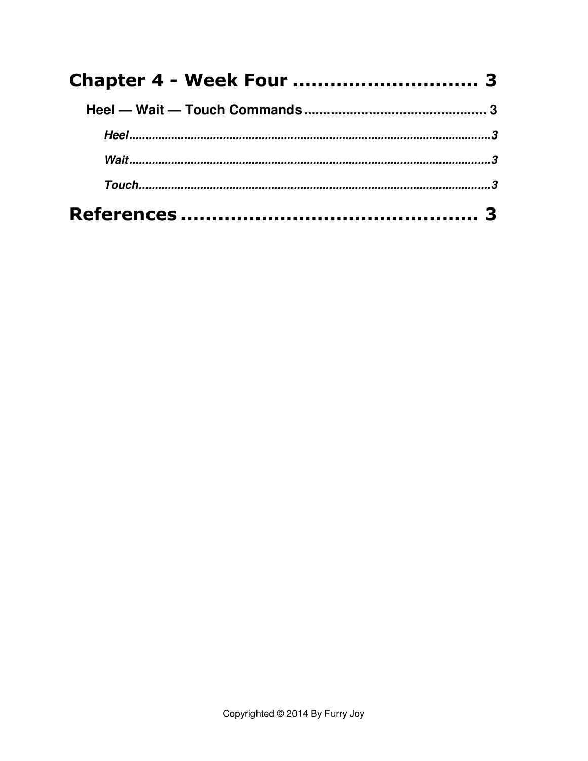**Chapter 4 - Week Four .............................. 3**

**Heel — Wait — Touch Commands ................................................ 3**

***Heel*** ........................................................................................................... 3

***Wait*** ........................................................................................................... 3

***Touch*** ......................................................................................................... 3

**References ................................................ 3**

Copyrighted © 2014 By Furry Joy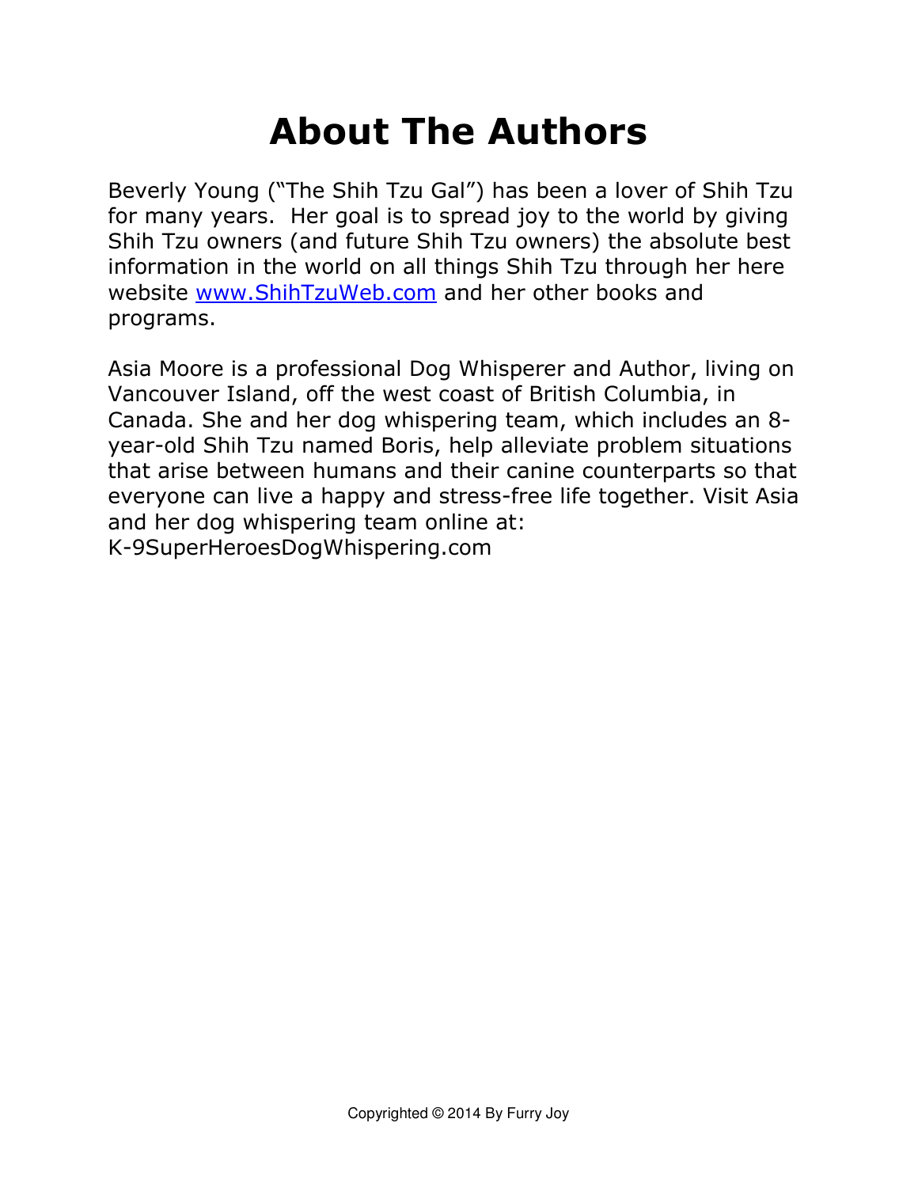# About The Authors

Beverly Young ("The Shih Tzu Gal") has been a lover of Shih Tzu for many years. Her goal is to spread joy to the world by giving Shih Tzu owners (and future Shih Tzu owners) the absolute best information in the world on all things Shih Tzu through her here website www.ShihTzuWeb.com and her other books and programs.

Asia Moore is a professional Dog Whisperer and Author, living on Vancouver Island, off the west coast of British Columbia, in Canada. She and her dog whispering team, which includes an 8-year-old Shih Tzu named Boris, help alleviate problem situations that arise between humans and their canine counterparts so that everyone can live a happy and stress-free life together. Visit Asia and her dog whispering team online at: K-9SuperHeroesDogWhispering.com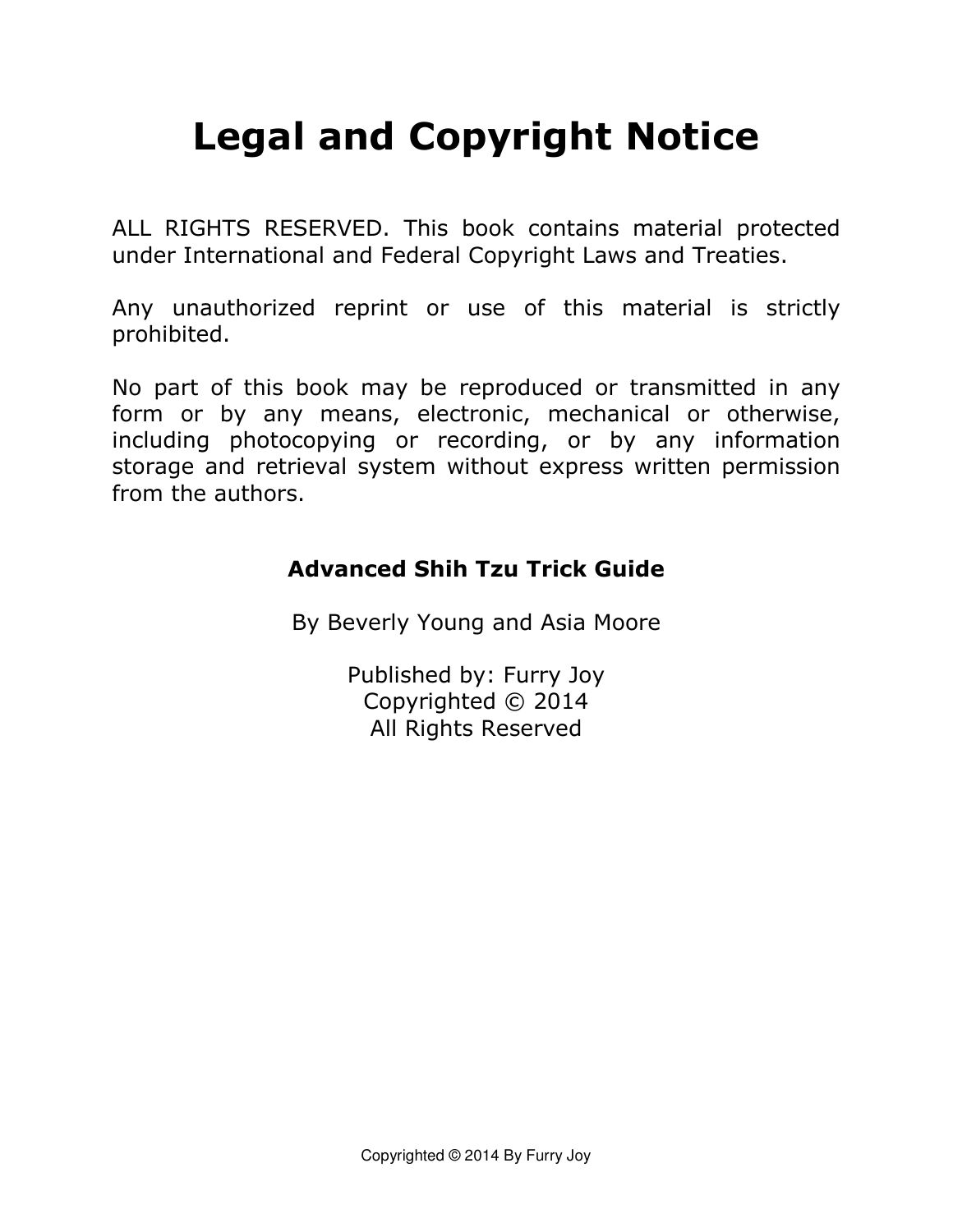# Legal and Copyright Notice

ALL RIGHTS RESERVED. This book contains material protected under International and Federal Copyright Laws and Treaties.

Any unauthorized reprint or use of this material is strictly prohibited.

No part of this book may be reproduced or transmitted in any form or by any means, electronic, mechanical or otherwise, including photocopying or recording, or by any information storage and retrieval system without express written permission from the authors.

**Advanced Shih Tzu Trick Guide**

By Beverly Young and Asia Moore

Published by: Furry Joy
Copyrighted © 2014
All Rights Reserved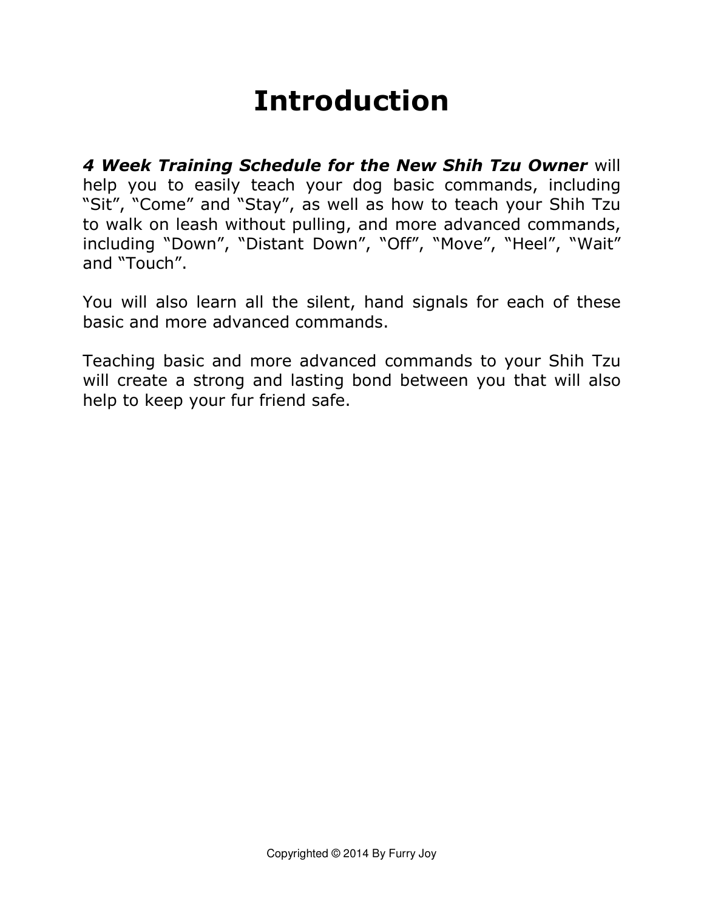# Introduction

***4 Week Training Schedule for the New Shih Tzu Owner*** will help you to easily teach your dog basic commands, including "Sit", "Come" and "Stay", as well as how to teach your Shih Tzu to walk on leash without pulling, and more advanced commands, including "Down", "Distant Down", "Off", "Move", "Heel", "Wait" and "Touch".

You will also learn all the silent, hand signals for each of these basic and more advanced commands.

Teaching basic and more advanced commands to your Shih Tzu will create a strong and lasting bond between you that will also help to keep your fur friend safe.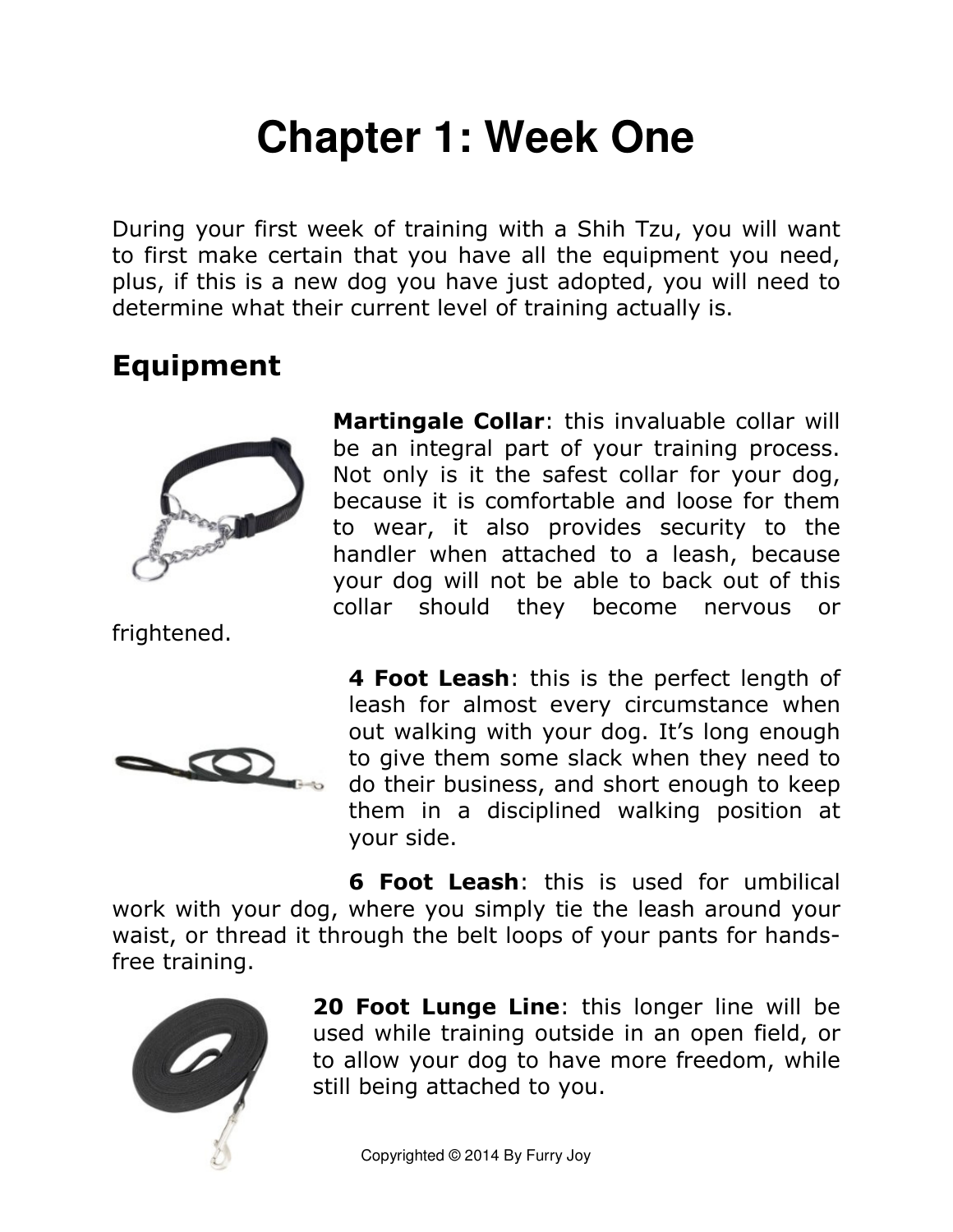# Chapter 1: Week One

During your first week of training with a Shih Tzu, you will want to first make certain that you have all the equipment you need, plus, if this is a new dog you have just adopted, you will need to determine what their current level of training actually is.

## Equipment

**Martingale Collar**: this invaluable collar will be an integral part of your training process. Not only is it the safest collar for your dog, because it is comfortable and loose for them to wear, it also provides security to the handler when attached to a leash, because your dog will not be able to back out of this collar should they become nervous or frightened.

**4 Foot Leash**: this is the perfect length of leash for almost every circumstance when out walking with your dog. It's long enough to give them some slack when they need to do their business, and short enough to keep them in a disciplined walking position at your side.

**6 Foot Leash**: this is used for umbilical work with your dog, where you simply tie the leash around your waist, or thread it through the belt loops of your pants for hands-free training.

**20 Foot Lunge Line**: this longer line will be used while training outside in an open field, or to allow your dog to have more freedom, while still being attached to you.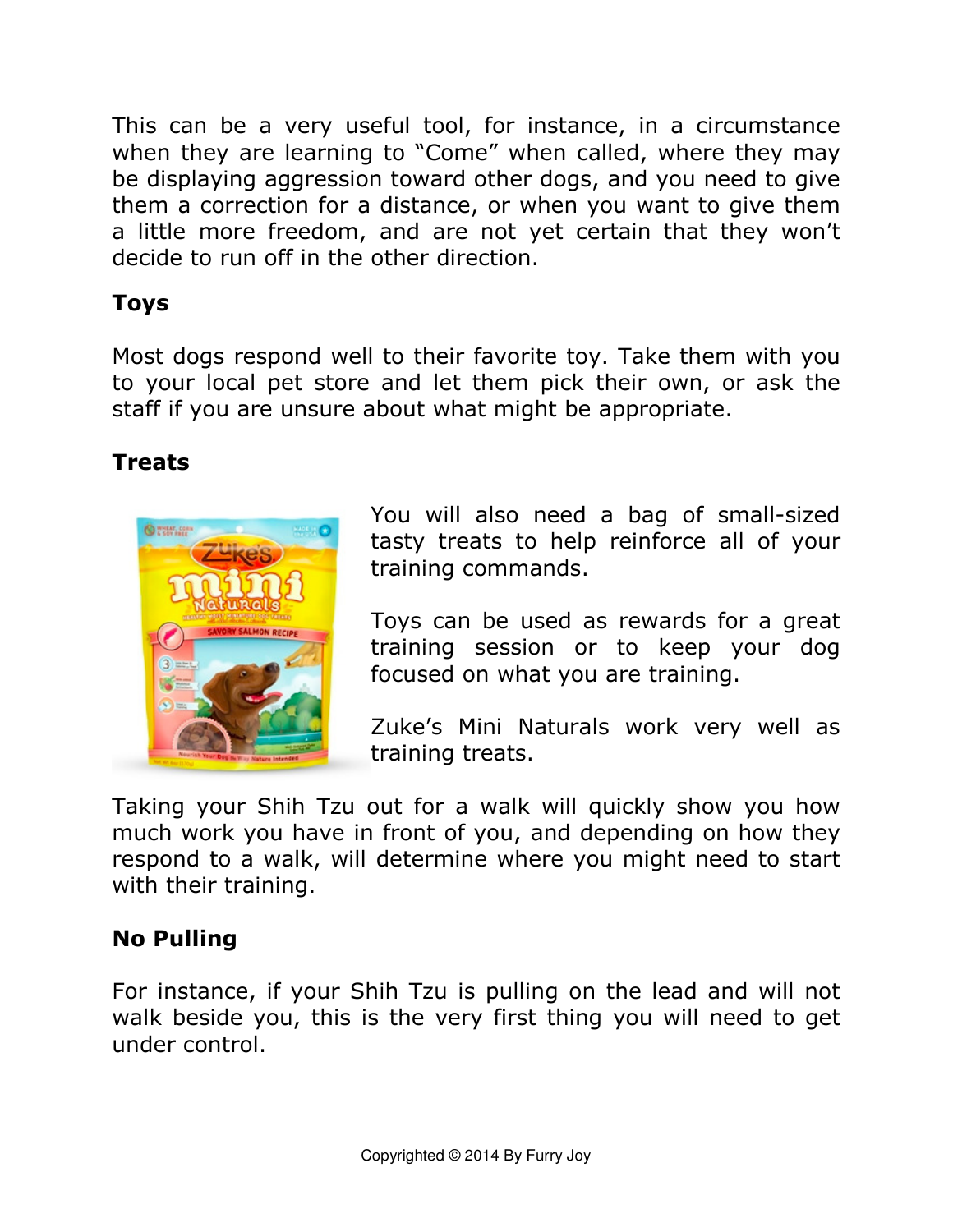This can be a very useful tool, for instance, in a circumstance when they are learning to "Come" when called, where they may be displaying aggression toward other dogs, and you need to give them a correction for a distance, or when you want to give them a little more freedom, and are not yet certain that they won't decide to run off in the other direction.

**Toys**

Most dogs respond well to their favorite toy. Take them with you to your local pet store and let them pick their own, or ask the staff if you are unsure about what might be appropriate.

**Treats**

You will also need a bag of small-sized tasty treats to help reinforce all of your training commands.

Toys can be used as rewards for a great training session or to keep your dog focused on what you are training.

Zuke's Mini Naturals work very well as training treats.

Taking your Shih Tzu out for a walk will quickly show you how much work you have in front of you, and depending on how they respond to a walk, will determine where you might need to start with their training.

**No Pulling**

For instance, if your Shih Tzu is pulling on the lead and will not walk beside you, this is the very first thing you will need to get under control.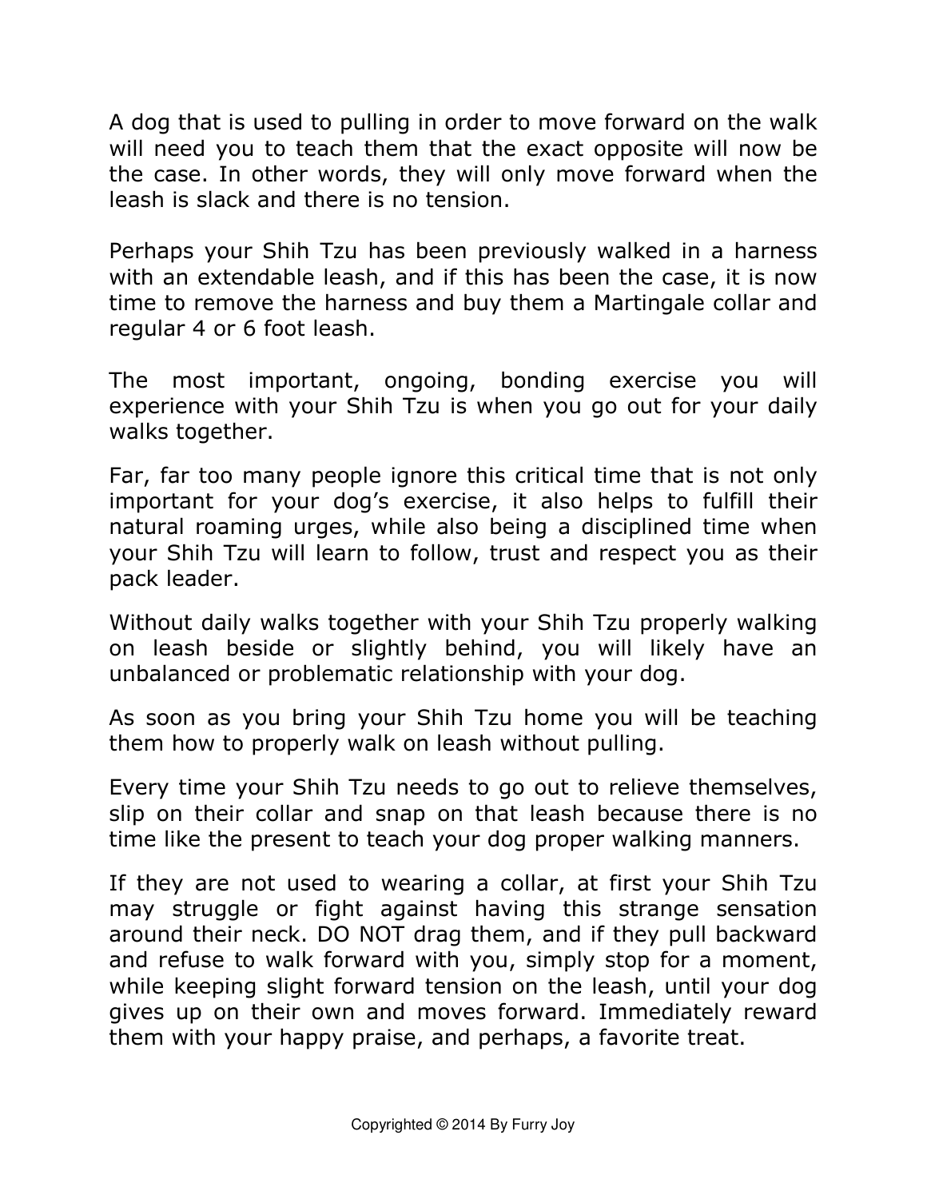A dog that is used to pulling in order to move forward on the walk will need you to teach them that the exact opposite will now be the case. In other words, they will only move forward when the leash is slack and there is no tension.

Perhaps your Shih Tzu has been previously walked in a harness with an extendable leash, and if this has been the case, it is now time to remove the harness and buy them a Martingale collar and regular 4 or 6 foot leash.

The most important, ongoing, bonding exercise you will experience with your Shih Tzu is when you go out for your daily walks together.

Far, far too many people ignore this critical time that is not only important for your dog's exercise, it also helps to fulfill their natural roaming urges, while also being a disciplined time when your Shih Tzu will learn to follow, trust and respect you as their pack leader.

Without daily walks together with your Shih Tzu properly walking on leash beside or slightly behind, you will likely have an unbalanced or problematic relationship with your dog.

As soon as you bring your Shih Tzu home you will be teaching them how to properly walk on leash without pulling.

Every time your Shih Tzu needs to go out to relieve themselves, slip on their collar and snap on that leash because there is no time like the present to teach your dog proper walking manners.

If they are not used to wearing a collar, at first your Shih Tzu may struggle or fight against having this strange sensation around their neck. DO NOT drag them, and if they pull backward and refuse to walk forward with you, simply stop for a moment, while keeping slight forward tension on the leash, until your dog gives up on their own and moves forward. Immediately reward them with your happy praise, and perhaps, a favorite treat.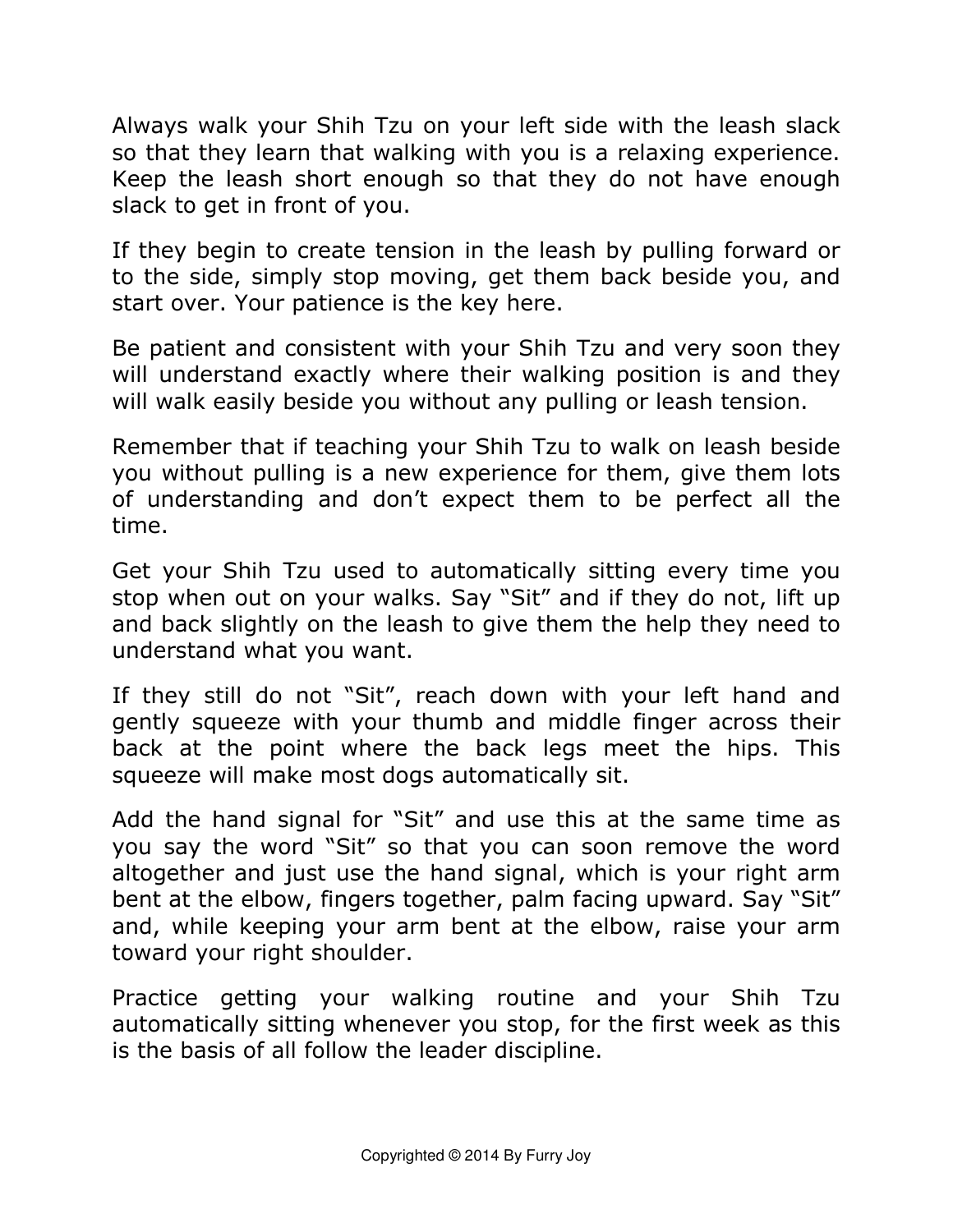Always walk your Shih Tzu on your left side with the leash slack so that they learn that walking with you is a relaxing experience. Keep the leash short enough so that they do not have enough slack to get in front of you.

If they begin to create tension in the leash by pulling forward or to the side, simply stop moving, get them back beside you, and start over. Your patience is the key here.

Be patient and consistent with your Shih Tzu and very soon they will understand exactly where their walking position is and they will walk easily beside you without any pulling or leash tension.

Remember that if teaching your Shih Tzu to walk on leash beside you without pulling is a new experience for them, give them lots of understanding and don't expect them to be perfect all the time.

Get your Shih Tzu used to automatically sitting every time you stop when out on your walks. Say "Sit" and if they do not, lift up and back slightly on the leash to give them the help they need to understand what you want.

If they still do not "Sit", reach down with your left hand and gently squeeze with your thumb and middle finger across their back at the point where the back legs meet the hips. This squeeze will make most dogs automatically sit.

Add the hand signal for "Sit" and use this at the same time as you say the word "Sit" so that you can soon remove the word altogether and just use the hand signal, which is your right arm bent at the elbow, fingers together, palm facing upward. Say "Sit" and, while keeping your arm bent at the elbow, raise your arm toward your right shoulder.

Practice getting your walking routine and your Shih Tzu automatically sitting whenever you stop, for the first week as this is the basis of all follow the leader discipline.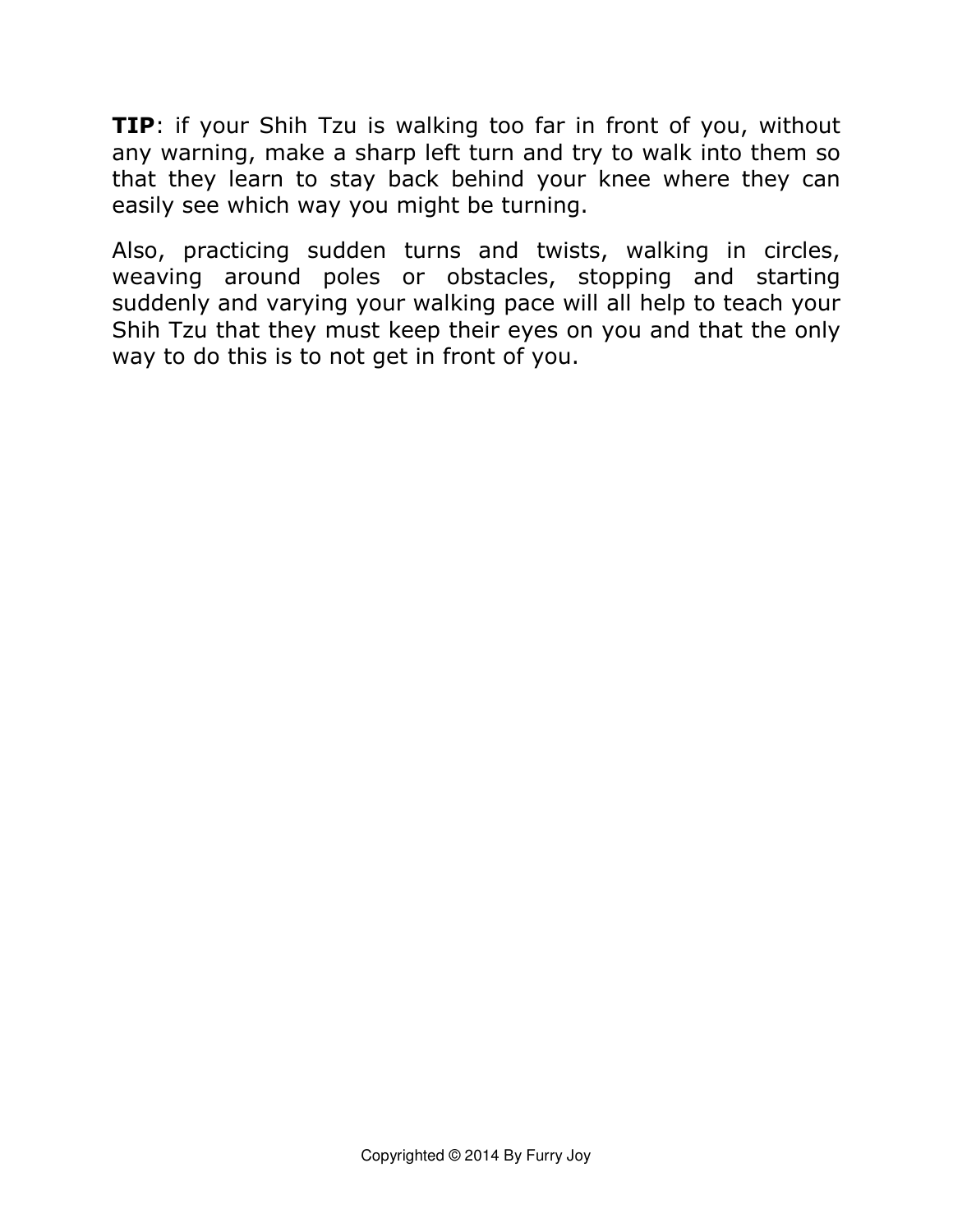**TIP**: if your Shih Tzu is walking too far in front of you, without any warning, make a sharp left turn and try to walk into them so that they learn to stay back behind your knee where they can easily see which way you might be turning.

Also, practicing sudden turns and twists, walking in circles, weaving around poles or obstacles, stopping and starting suddenly and varying your walking pace will all help to teach your Shih Tzu that they must keep their eyes on you and that the only way to do this is to not get in front of you.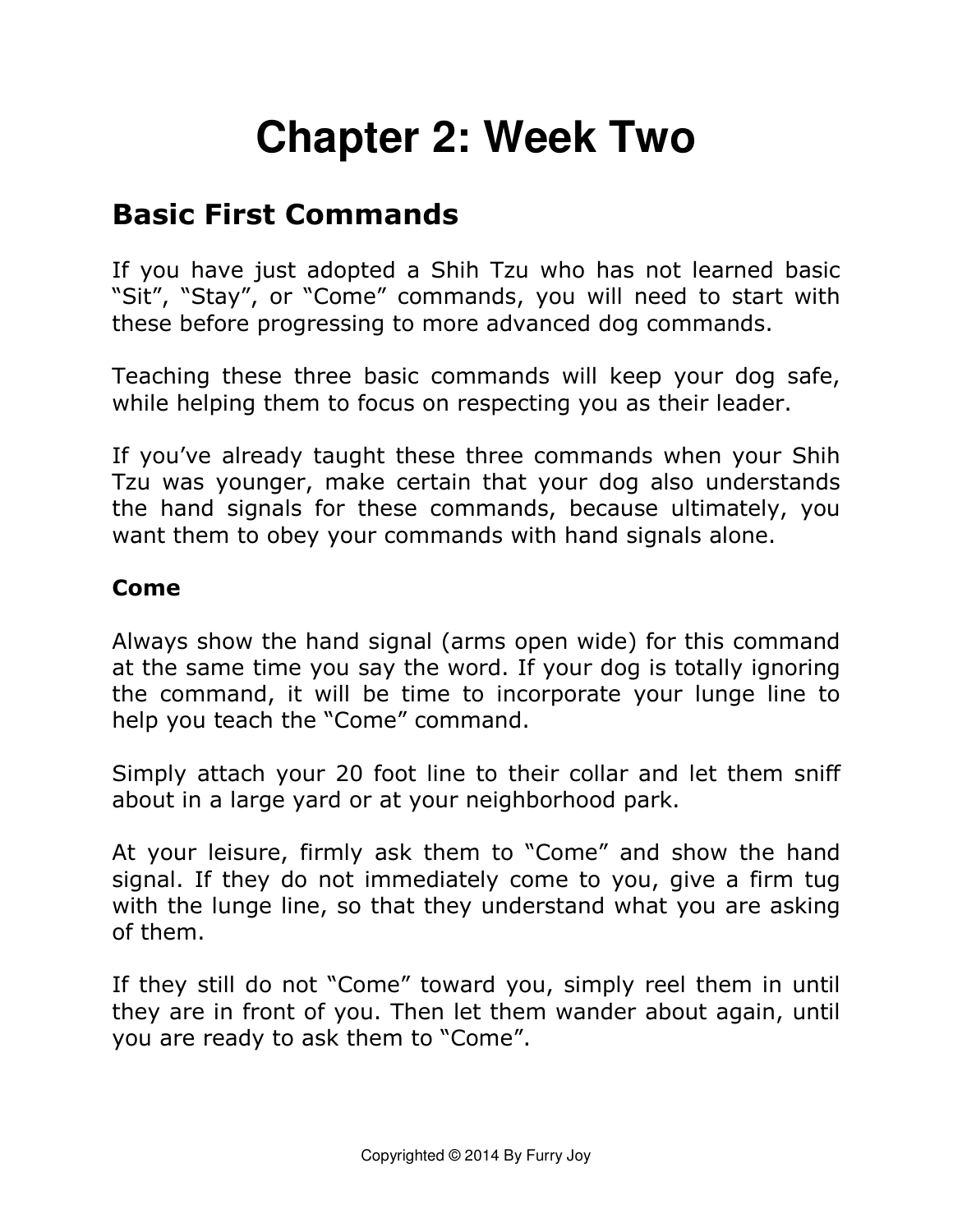# Chapter 2: Week Two

## Basic First Commands

If you have just adopted a Shih Tzu who has not learned basic “Sit”, “Stay”, or “Come” commands, you will need to start with these before progressing to more advanced dog commands.

Teaching these three basic commands will keep your dog safe, while helping them to focus on respecting you as their leader.

If you’ve already taught these three commands when your Shih Tzu was younger, make certain that your dog also understands the hand signals for these commands, because ultimately, you want them to obey your commands with hand signals alone.

### Come

Always show the hand signal (arms open wide) for this command at the same time you say the word. If your dog is totally ignoring the command, it will be time to incorporate your lunge line to help you teach the “Come” command.

Simply attach your 20 foot line to their collar and let them sniff about in a large yard or at your neighborhood park.

At your leisure, firmly ask them to “Come” and show the hand signal. If they do not immediately come to you, give a firm tug with the lunge line, so that they understand what you are asking of them.

If they still do not “Come” toward you, simply reel them in until they are in front of you. Then let them wander about again, until you are ready to ask them to “Come”.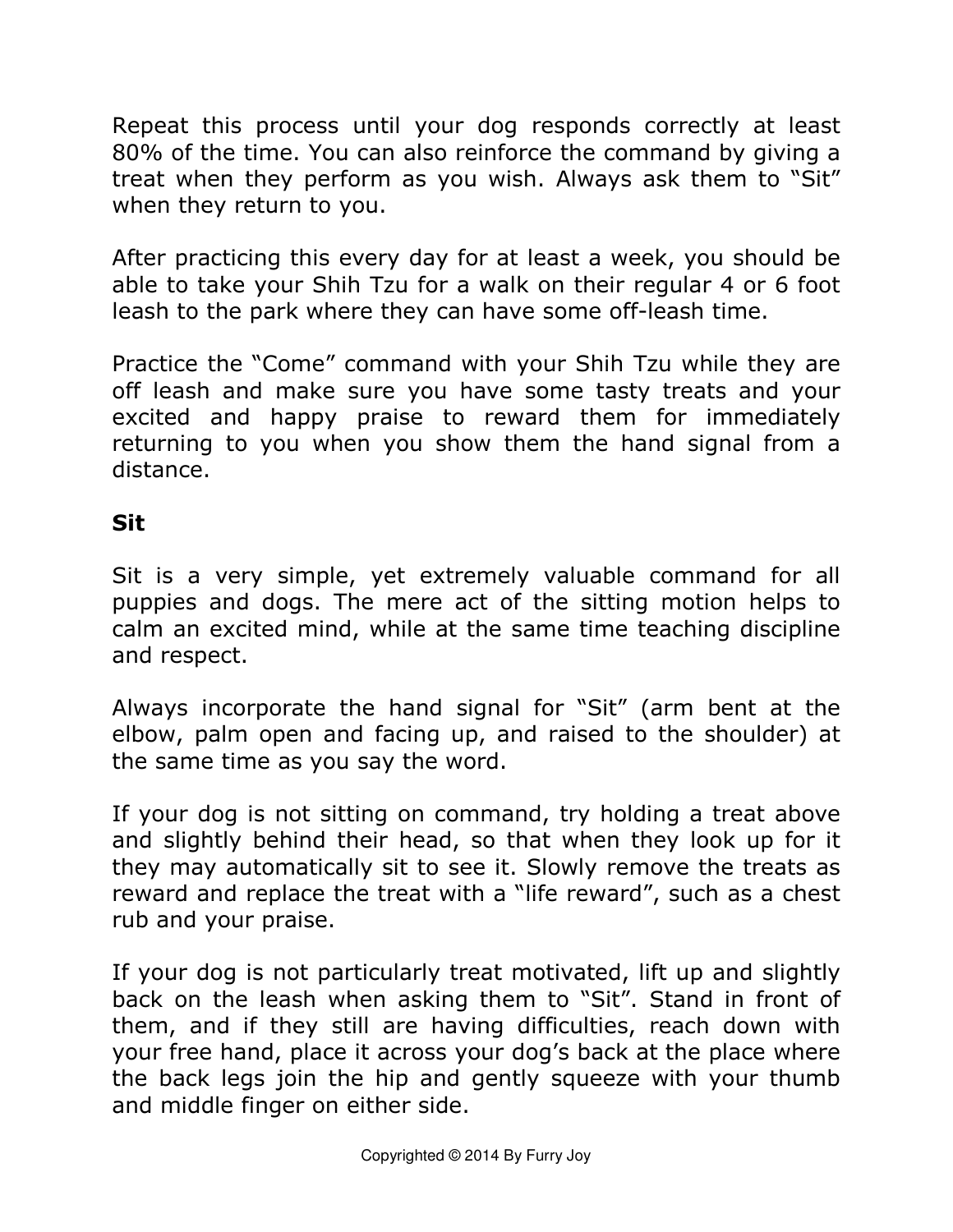Repeat this process until your dog responds correctly at least 80% of the time. You can also reinforce the command by giving a treat when they perform as you wish. Always ask them to “Sit” when they return to you.

After practicing this every day for at least a week, you should be able to take your Shih Tzu for a walk on their regular 4 or 6 foot leash to the park where they can have some off-leash time.

Practice the “Come” command with your Shih Tzu while they are off leash and make sure you have some tasty treats and your excited and happy praise to reward them for immediately returning to you when you show them the hand signal from a distance.

## Sit

Sit is a very simple, yet extremely valuable command for all puppies and dogs. The mere act of the sitting motion helps to calm an excited mind, while at the same time teaching discipline and respect.

Always incorporate the hand signal for “Sit” (arm bent at the elbow, palm open and facing up, and raised to the shoulder) at the same time as you say the word.

If your dog is not sitting on command, try holding a treat above and slightly behind their head, so that when they look up for it they may automatically sit to see it. Slowly remove the treats as reward and replace the treat with a “life reward”, such as a chest rub and your praise.

If your dog is not particularly treat motivated, lift up and slightly back on the leash when asking them to “Sit”. Stand in front of them, and if they still are having difficulties, reach down with your free hand, place it across your dog’s back at the place where the back legs join the hip and gently squeeze with your thumb and middle finger on either side.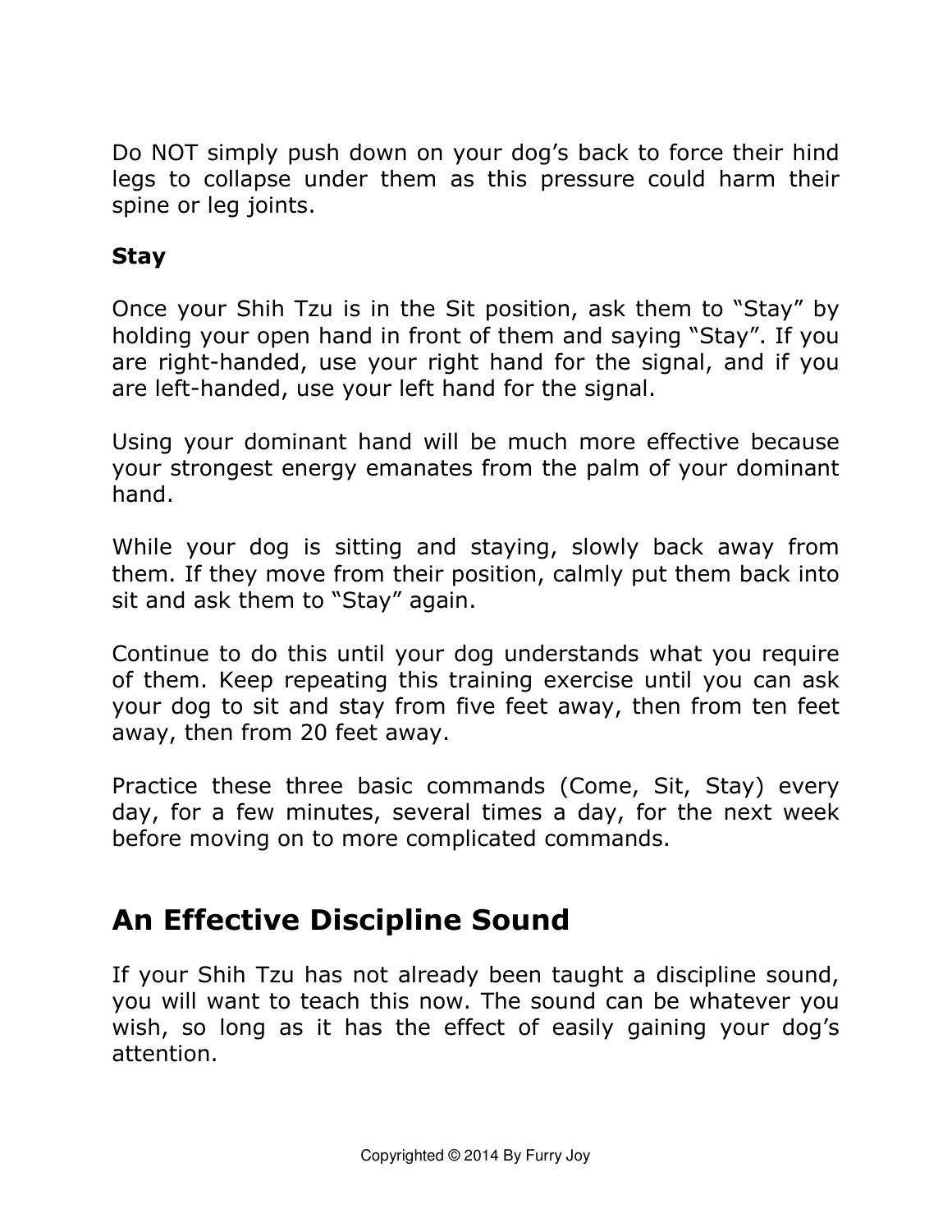Do NOT simply push down on your dog's back to force their hind legs to collapse under them as this pressure could harm their spine or leg joints.

**Stay**

Once your Shih Tzu is in the Sit position, ask them to "Stay" by holding your open hand in front of them and saying "Stay". If you are right-handed, use your right hand for the signal, and if you are left-handed, use your left hand for the signal.

Using your dominant hand will be much more effective because your strongest energy emanates from the palm of your dominant hand.

While your dog is sitting and staying, slowly back away from them. If they move from their position, calmly put them back into sit and ask them to "Stay" again.

Continue to do this until your dog understands what you require of them. Keep repeating this training exercise until you can ask your dog to sit and stay from five feet away, then from ten feet away, then from 20 feet away.

Practice these three basic commands (Come, Sit, Stay) every day, for a few minutes, several times a day, for the next week before moving on to more complicated commands.

## An Effective Discipline Sound

If your Shih Tzu has not already been taught a discipline sound, you will want to teach this now. The sound can be whatever you wish, so long as it has the effect of easily gaining your dog's attention.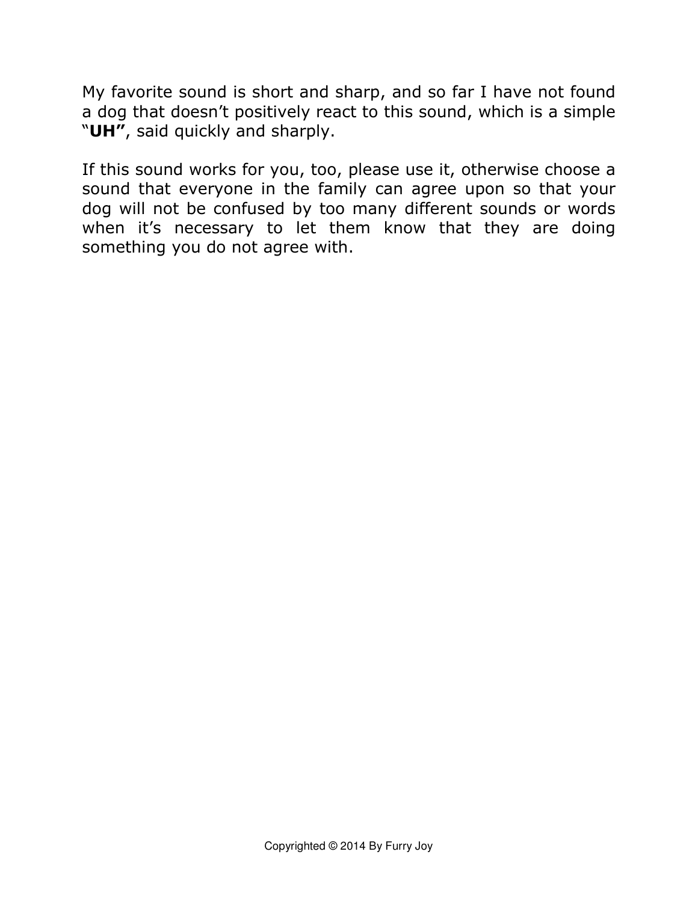My favorite sound is short and sharp, and so far I have not found a dog that doesn't positively react to this sound, which is a simple "**UH"**, said quickly and sharply.

If this sound works for you, too, please use it, otherwise choose a sound that everyone in the family can agree upon so that your dog will not be confused by too many different sounds or words when it's necessary to let them know that they are doing something you do not agree with.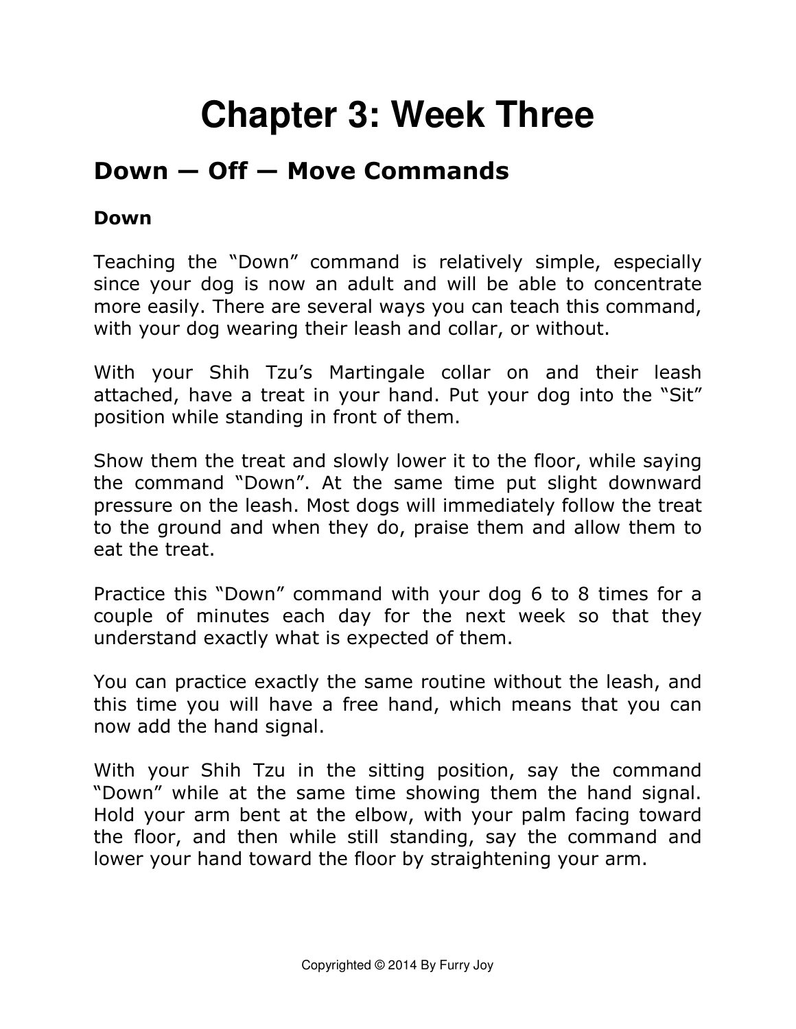# Chapter 3: Week Three

## Down — Off — Move Commands

### Down

Teaching the “Down” command is relatively simple, especially since your dog is now an adult and will be able to concentrate more easily. There are several ways you can teach this command, with your dog wearing their leash and collar, or without.

With your Shih Tzu’s Martingale collar on and their leash attached, have a treat in your hand. Put your dog into the “Sit” position while standing in front of them.

Show them the treat and slowly lower it to the floor, while saying the command “Down”. At the same time put slight downward pressure on the leash. Most dogs will immediately follow the treat to the ground and when they do, praise them and allow them to eat the treat.

Practice this “Down” command with your dog 6 to 8 times for a couple of minutes each day for the next week so that they understand exactly what is expected of them.

You can practice exactly the same routine without the leash, and this time you will have a free hand, which means that you can now add the hand signal.

With your Shih Tzu in the sitting position, say the command “Down” while at the same time showing them the hand signal. Hold your arm bent at the elbow, with your palm facing toward the floor, and then while still standing, say the command and lower your hand toward the floor by straightening your arm.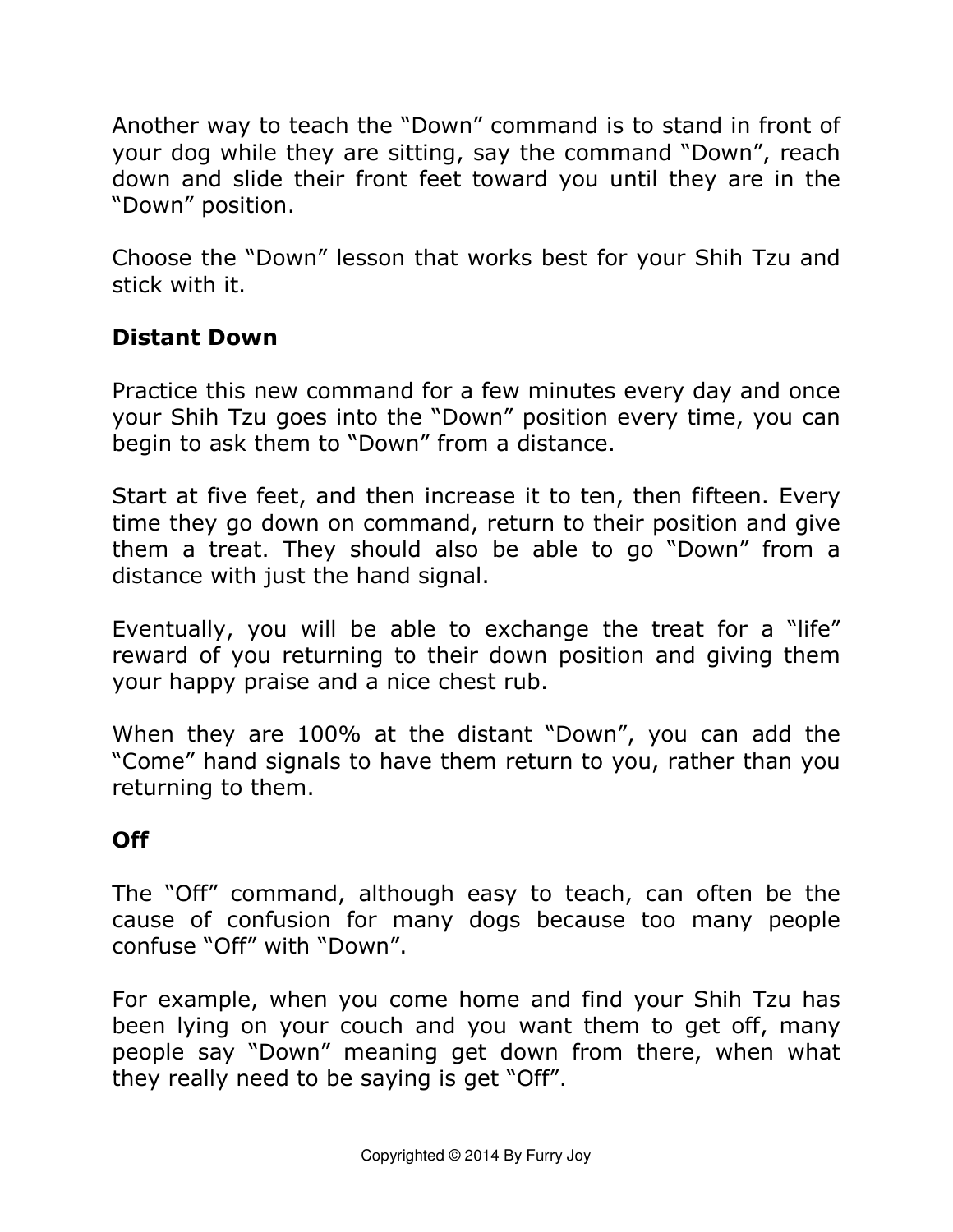Another way to teach the “Down” command is to stand in front of your dog while they are sitting, say the command “Down”, reach down and slide their front feet toward you until they are in the “Down” position.

Choose the “Down” lesson that works best for your Shih Tzu and stick with it.

### Distant Down

Practice this new command for a few minutes every day and once your Shih Tzu goes into the “Down” position every time, you can begin to ask them to “Down” from a distance.

Start at five feet, and then increase it to ten, then fifteen. Every time they go down on command, return to their position and give them a treat. They should also be able to go “Down” from a distance with just the hand signal.

Eventually, you will be able to exchange the treat for a “life” reward of you returning to their down position and giving them your happy praise and a nice chest rub.

When they are 100% at the distant “Down”, you can add the “Come” hand signals to have them return to you, rather than you returning to them.

### Off

The “Off” command, although easy to teach, can often be the cause of confusion for many dogs because too many people confuse “Off” with “Down”.

For example, when you come home and find your Shih Tzu has been lying on your couch and you want them to get off, many people say “Down” meaning get down from there, when what they really need to be saying is get “Off”.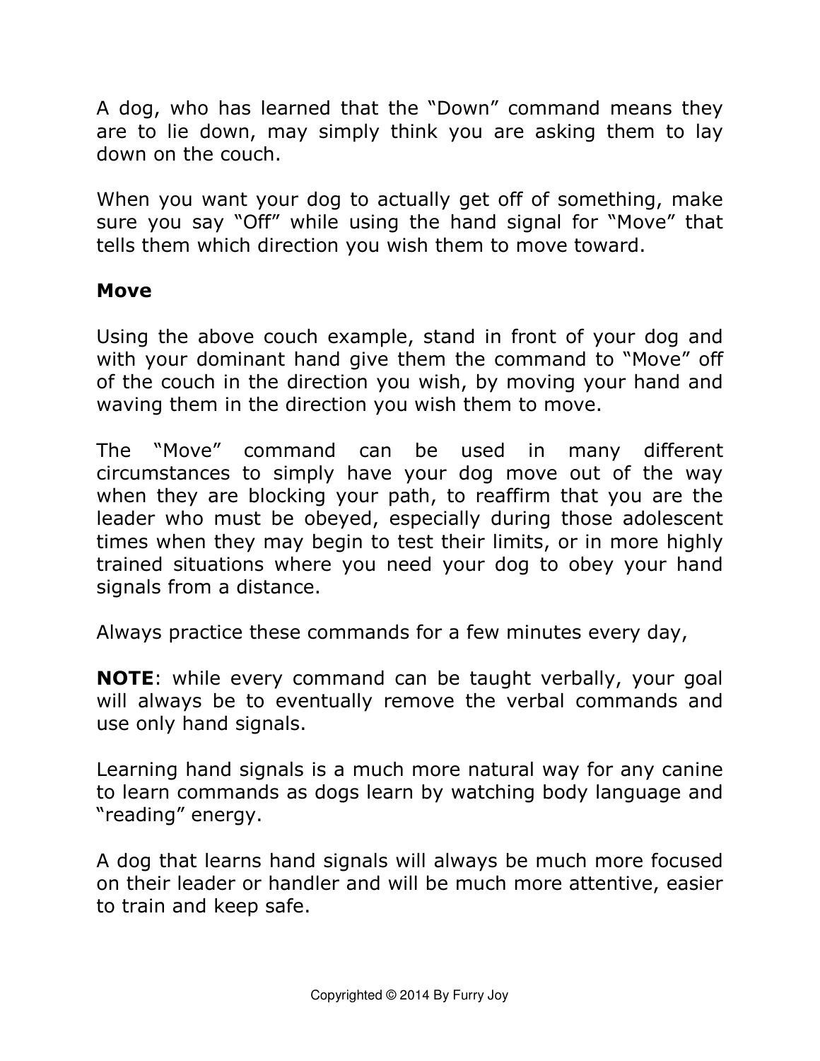A dog, who has learned that the “Down” command means they are to lie down, may simply think you are asking them to lay down on the couch.

When you want your dog to actually get off of something, make sure you say “Off” while using the hand signal for “Move” that tells them which direction you wish them to move toward.

### Move

Using the above couch example, stand in front of your dog and with your dominant hand give them the command to “Move” off of the couch in the direction you wish, by moving your hand and waving them in the direction you wish them to move.

The “Move” command can be used in many different circumstances to simply have your dog move out of the way when they are blocking your path, to reaffirm that you are the leader who must be obeyed, especially during those adolescent times when they may begin to test their limits, or in more highly trained situations where you need your dog to obey your hand signals from a distance.

Always practice these commands for a few minutes every day,

**NOTE**: while every command can be taught verbally, your goal will always be to eventually remove the verbal commands and use only hand signals.

Learning hand signals is a much more natural way for any canine to learn commands as dogs learn by watching body language and “reading” energy.

A dog that learns hand signals will always be much more focused on their leader or handler and will be much more attentive, easier to train and keep safe.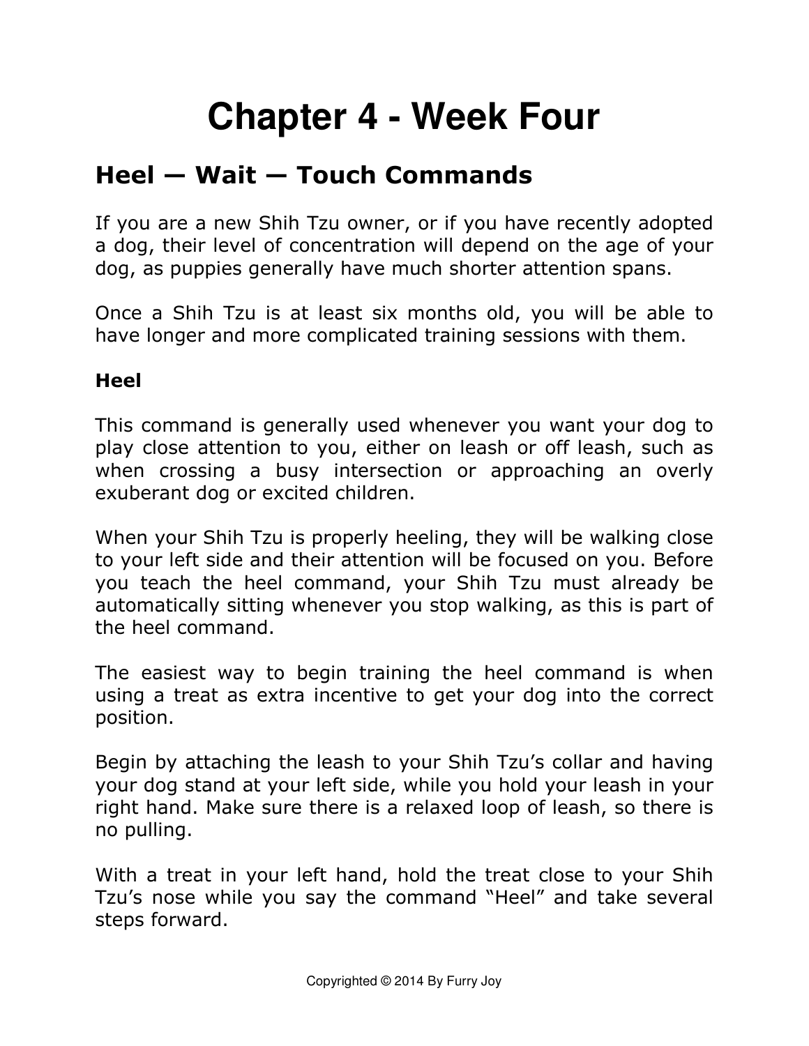# Chapter 4 - Week Four

## Heel — Wait — Touch Commands

If you are a new Shih Tzu owner, or if you have recently adopted a dog, their level of concentration will depend on the age of your dog, as puppies generally have much shorter attention spans.

Once a Shih Tzu is at least six months old, you will be able to have longer and more complicated training sessions with them.

### Heel

This command is generally used whenever you want your dog to play close attention to you, either on leash or off leash, such as when crossing a busy intersection or approaching an overly exuberant dog or excited children.

When your Shih Tzu is properly heeling, they will be walking close to your left side and their attention will be focused on you. Before you teach the heel command, your Shih Tzu must already be automatically sitting whenever you stop walking, as this is part of the heel command.

The easiest way to begin training the heel command is when using a treat as extra incentive to get your dog into the correct position.

Begin by attaching the leash to your Shih Tzu's collar and having your dog stand at your left side, while you hold your leash in your right hand. Make sure there is a relaxed loop of leash, so there is no pulling.

With a treat in your left hand, hold the treat close to your Shih Tzu's nose while you say the command "Heel" and take several steps forward.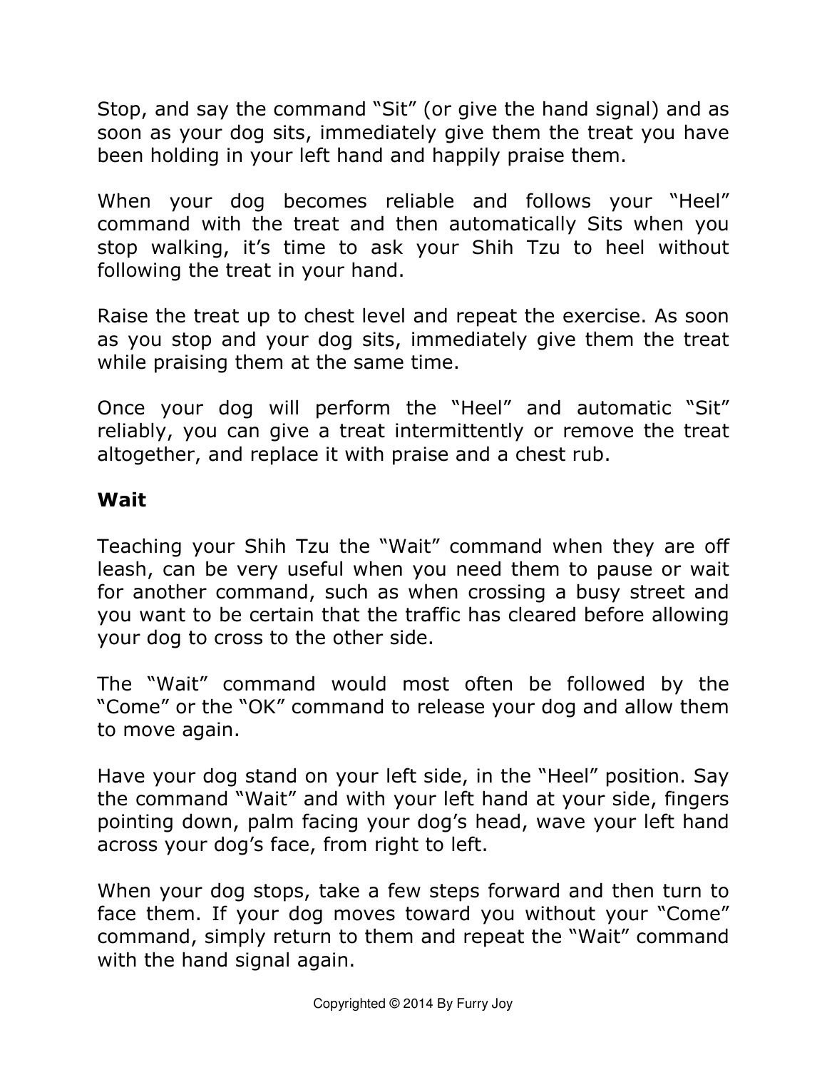Stop, and say the command “Sit” (or give the hand signal) and as soon as your dog sits, immediately give them the treat you have been holding in your left hand and happily praise them.

When your dog becomes reliable and follows your “Heel” command with the treat and then automatically Sits when you stop walking, it’s time to ask your Shih Tzu to heel without following the treat in your hand.

Raise the treat up to chest level and repeat the exercise. As soon as you stop and your dog sits, immediately give them the treat while praising them at the same time.

Once your dog will perform the “Heel” and automatic “Sit” reliably, you can give a treat intermittently or remove the treat altogether, and replace it with praise and a chest rub.

**Wait**

Teaching your Shih Tzu the “Wait” command when they are off leash, can be very useful when you need them to pause or wait for another command, such as when crossing a busy street and you want to be certain that the traffic has cleared before allowing your dog to cross to the other side.

The “Wait” command would most often be followed by the “Come” or the “OK” command to release your dog and allow them to move again.

Have your dog stand on your left side, in the “Heel” position. Say the command “Wait” and with your left hand at your side, fingers pointing down, palm facing your dog’s head, wave your left hand across your dog’s face, from right to left.

When your dog stops, take a few steps forward and then turn to face them. If your dog moves toward you without your “Come” command, simply return to them and repeat the “Wait” command with the hand signal again.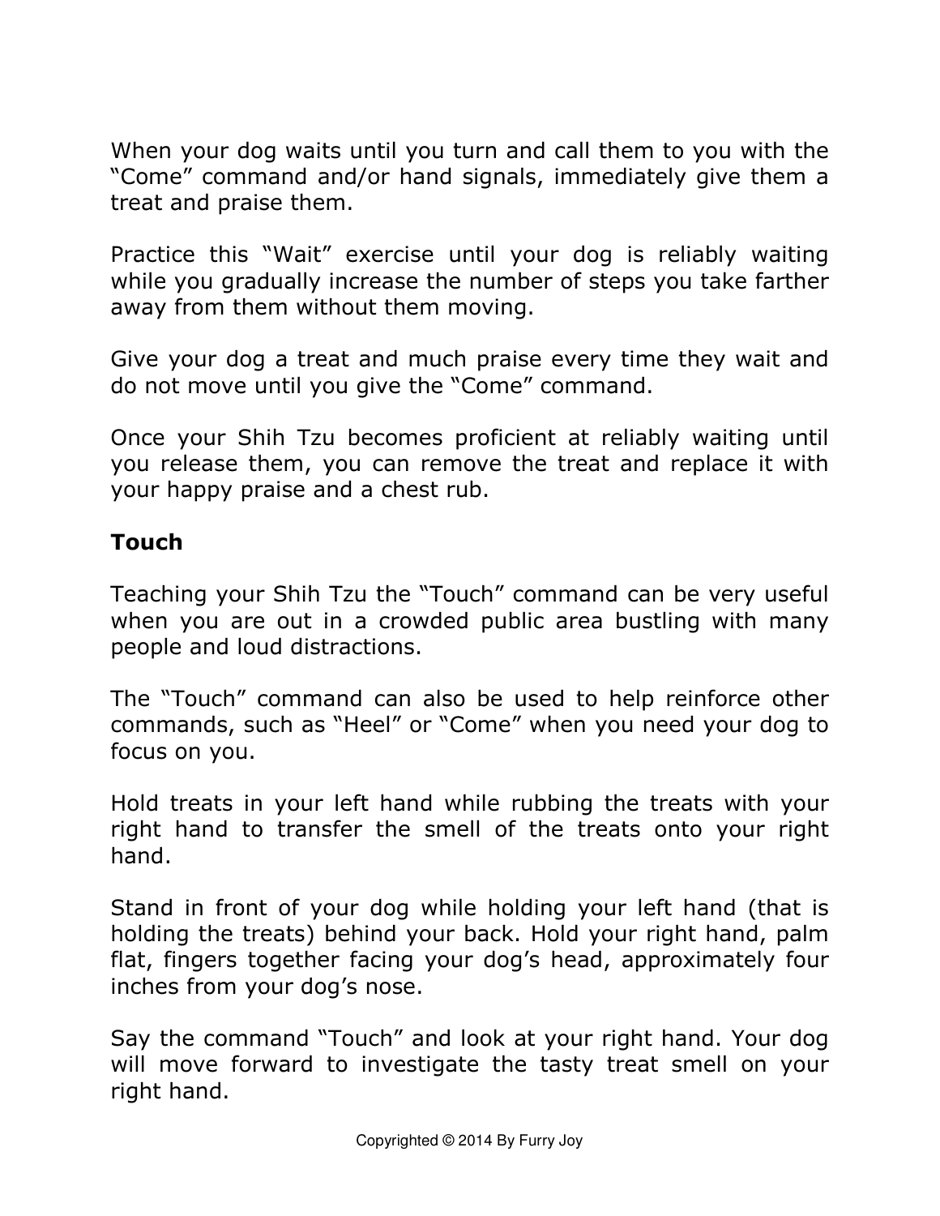When your dog waits until you turn and call them to you with the "Come" command and/or hand signals, immediately give them a treat and praise them.

Practice this "Wait" exercise until your dog is reliably waiting while you gradually increase the number of steps you take farther away from them without them moving.

Give your dog a treat and much praise every time they wait and do not move until you give the "Come" command.

Once your Shih Tzu becomes proficient at reliably waiting until you release them, you can remove the treat and replace it with your happy praise and a chest rub.

**Touch**

Teaching your Shih Tzu the "Touch" command can be very useful when you are out in a crowded public area bustling with many people and loud distractions.

The "Touch" command can also be used to help reinforce other commands, such as "Heel" or "Come" when you need your dog to focus on you.

Hold treats in your left hand while rubbing the treats with your right hand to transfer the smell of the treats onto your right hand.

Stand in front of your dog while holding your left hand (that is holding the treats) behind your back. Hold your right hand, palm flat, fingers together facing your dog's head, approximately four inches from your dog's nose.

Say the command "Touch" and look at your right hand. Your dog will move forward to investigate the tasty treat smell on your right hand.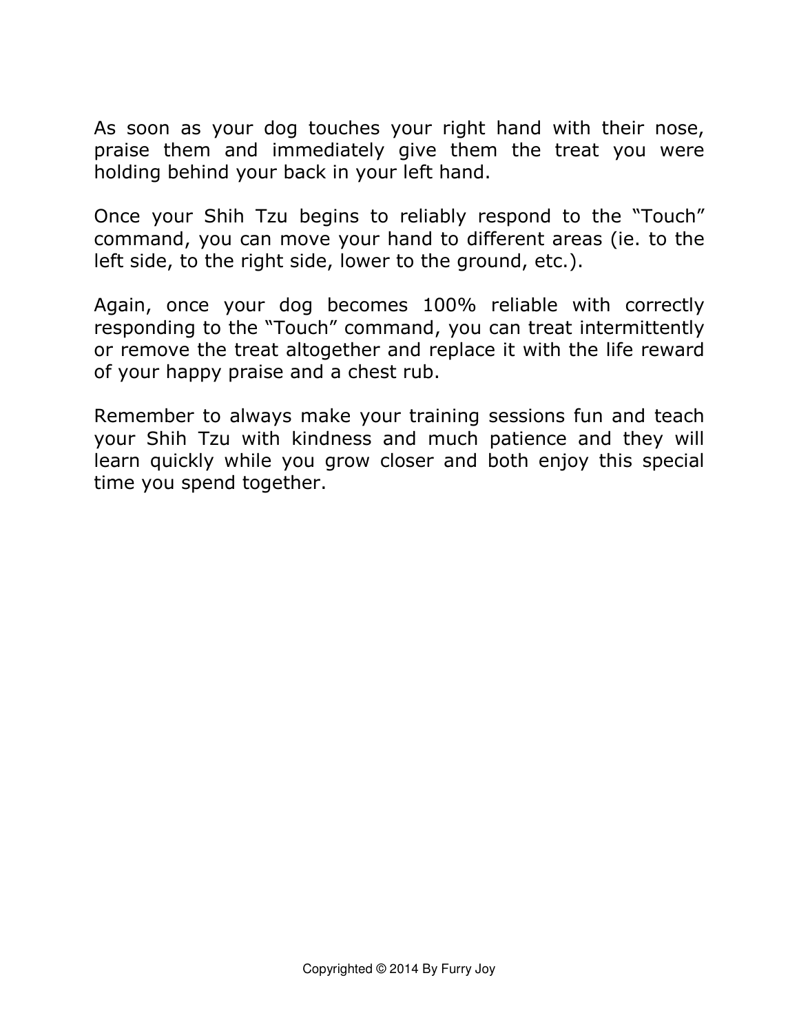As soon as your dog touches your right hand with their nose, praise them and immediately give them the treat you were holding behind your back in your left hand.

Once your Shih Tzu begins to reliably respond to the "Touch" command, you can move your hand to different areas (ie. to the left side, to the right side, lower to the ground, etc.).

Again, once your dog becomes 100% reliable with correctly responding to the "Touch" command, you can treat intermittently or remove the treat altogether and replace it with the life reward of your happy praise and a chest rub.

Remember to always make your training sessions fun and teach your Shih Tzu with kindness and much patience and they will learn quickly while you grow closer and both enjoy this special time you spend together.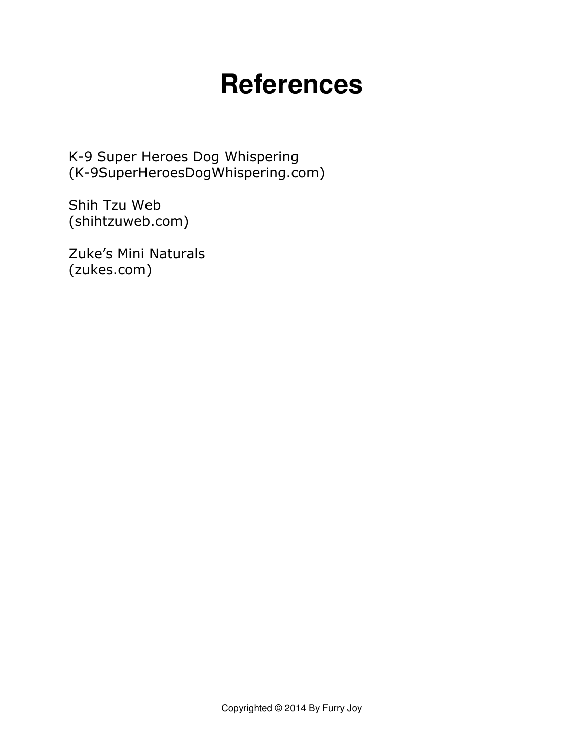# References

K-9 Super Heroes Dog Whispering
(K-9SuperHeroesDogWhispering.com)

Shih Tzu Web
(shihtzuweb.com)

Zuke's Mini Naturals
(zukes.com)